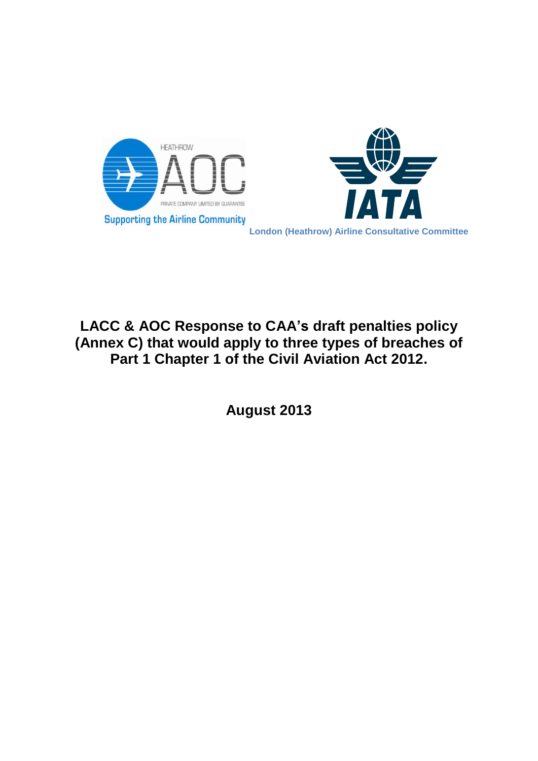HEATHROW AOC

PRIVATE COMPANY LIMITED BY GUARANTEE

Supporting the Airline Community

IATA

London (Heathrow) Airline Consultative Committee

# LACC & AOC Response to CAA's draft penalties policy (Annex C) that would apply to three types of breaches of Part 1 Chapter 1 of the Civil Aviation Act 2012.

**August 2013**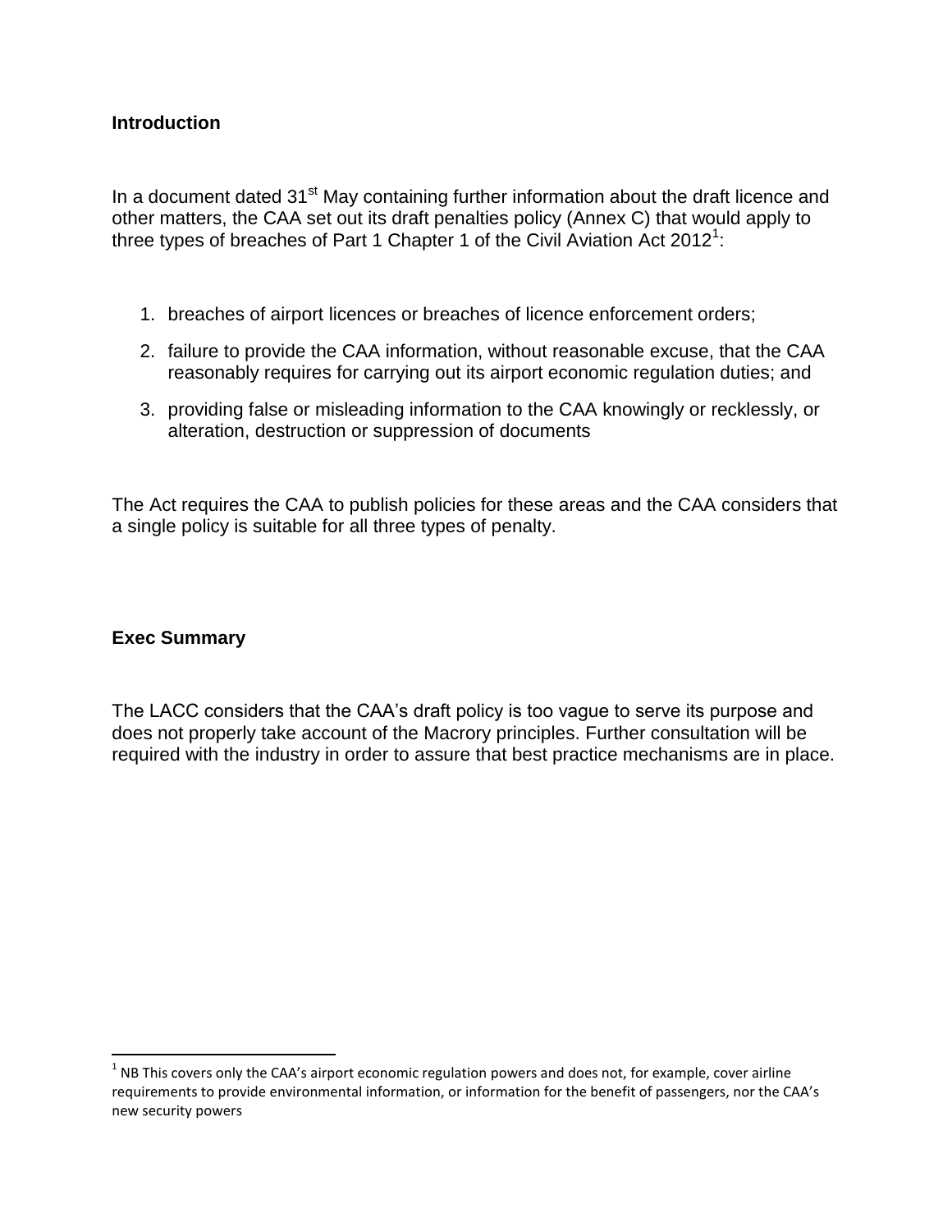## Introduction

In a document dated 31st May containing further information about the draft licence and other matters, the CAA set out its draft penalties policy (Annex C) that would apply to three types of breaches of Part 1 Chapter 1 of the Civil Aviation Act 2012[1]:

1. breaches of airport licences or breaches of licence enforcement orders;
2. failure to provide the CAA information, without reasonable excuse, that the CAA reasonably requires for carrying out its airport economic regulation duties; and
3. providing false or misleading information to the CAA knowingly or recklessly, or alteration, destruction or suppression of documents

The Act requires the CAA to publish policies for these areas and the CAA considers that a single policy is suitable for all three types of penalty.

## Exec Summary

The LACC considers that the CAA's draft policy is too vague to serve its purpose and does not properly take account of the Macrory principles. Further consultation will be required with the industry in order to assure that best practice mechanisms are in place.

[1] NB This covers only the CAA's airport economic regulation powers and does not, for example, cover airline requirements to provide environmental information, or information for the benefit of passengers, nor the CAA's new security powers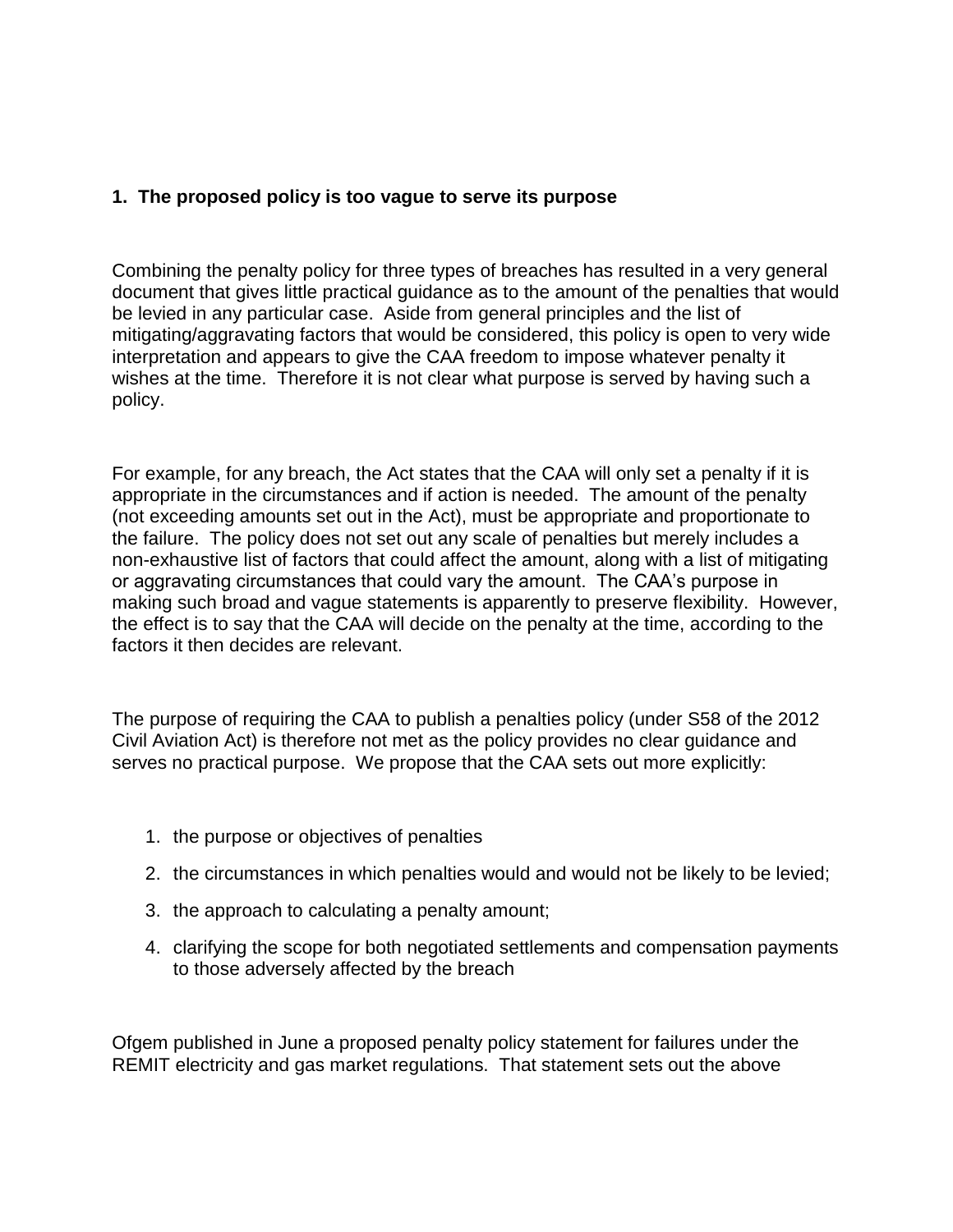**1. The proposed policy is too vague to serve its purpose**

Combining the penalty policy for three types of breaches has resulted in a very general document that gives little practical guidance as to the amount of the penalties that would be levied in any particular case. Aside from general principles and the list of mitigating/aggravating factors that would be considered, this policy is open to very wide interpretation and appears to give the CAA freedom to impose whatever penalty it wishes at the time. Therefore it is not clear what purpose is served by having such a policy.

For example, for any breach, the Act states that the CAA will only set a penalty if it is appropriate in the circumstances and if action is needed. The amount of the penalty (not exceeding amounts set out in the Act), must be appropriate and proportionate to the failure. The policy does not set out any scale of penalties but merely includes a non-exhaustive list of factors that could affect the amount, along with a list of mitigating or aggravating circumstances that could vary the amount. The CAA's purpose in making such broad and vague statements is apparently to preserve flexibility. However, the effect is to say that the CAA will decide on the penalty at the time, according to the factors it then decides are relevant.

The purpose of requiring the CAA to publish a penalties policy (under S58 of the 2012 Civil Aviation Act) is therefore not met as the policy provides no clear guidance and serves no practical purpose. We propose that the CAA sets out more explicitly:

1. the purpose or objectives of penalties
2. the circumstances in which penalties would and would not be likely to be levied;
3. the approach to calculating a penalty amount;
4. clarifying the scope for both negotiated settlements and compensation payments to those adversely affected by the breach

Ofgem published in June a proposed penalty policy statement for failures under the REMIT electricity and gas market regulations. That statement sets out the above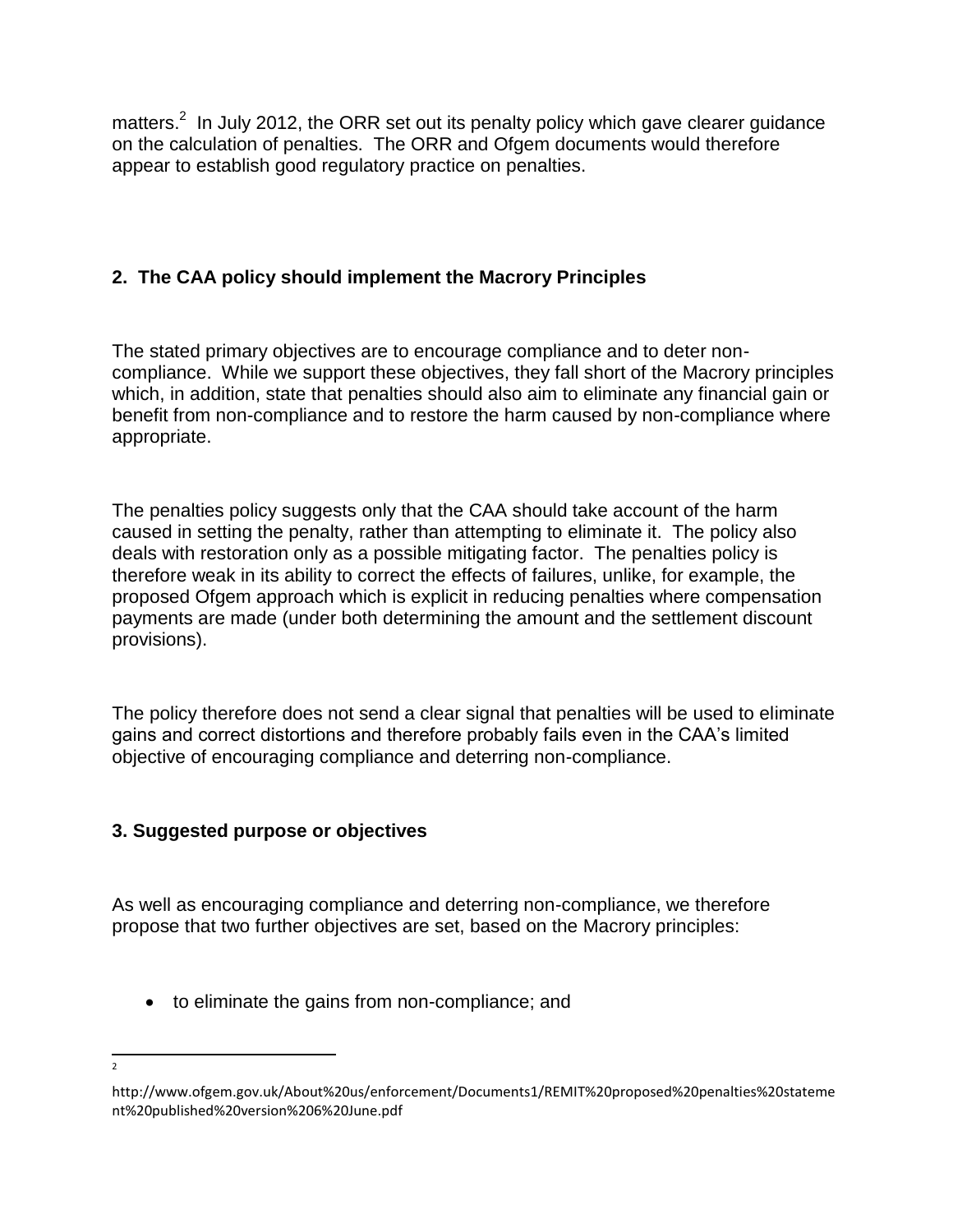matters.[2] In July 2012, the ORR set out its penalty policy which gave clearer guidance on the calculation of penalties. The ORR and Ofgem documents would therefore appear to establish good regulatory practice on penalties.

## 2. The CAA policy should implement the Macrory Principles

The stated primary objectives are to encourage compliance and to deter non-compliance. While we support these objectives, they fall short of the Macrory principles which, in addition, state that penalties should also aim to eliminate any financial gain or benefit from non-compliance and to restore the harm caused by non-compliance where appropriate.

The penalties policy suggests only that the CAA should take account of the harm caused in setting the penalty, rather than attempting to eliminate it. The policy also deals with restoration only as a possible mitigating factor. The penalties policy is therefore weak in its ability to correct the effects of failures, unlike, for example, the proposed Ofgem approach which is explicit in reducing penalties where compensation payments are made (under both determining the amount and the settlement discount provisions).

The policy therefore does not send a clear signal that penalties will be used to eliminate gains and correct distortions and therefore probably fails even in the CAA's limited objective of encouraging compliance and deterring non-compliance.

## 3. Suggested purpose or objectives

As well as encouraging compliance and deterring non-compliance, we therefore propose that two further objectives are set, based on the Macrory principles:

- to eliminate the gains from non-compliance; and

---

[2] http://www.ofgem.gov.uk/About%20us/enforcement/Documents1/REMIT%20proposed%20penalties%20statement%20published%20version%206%20June.pdf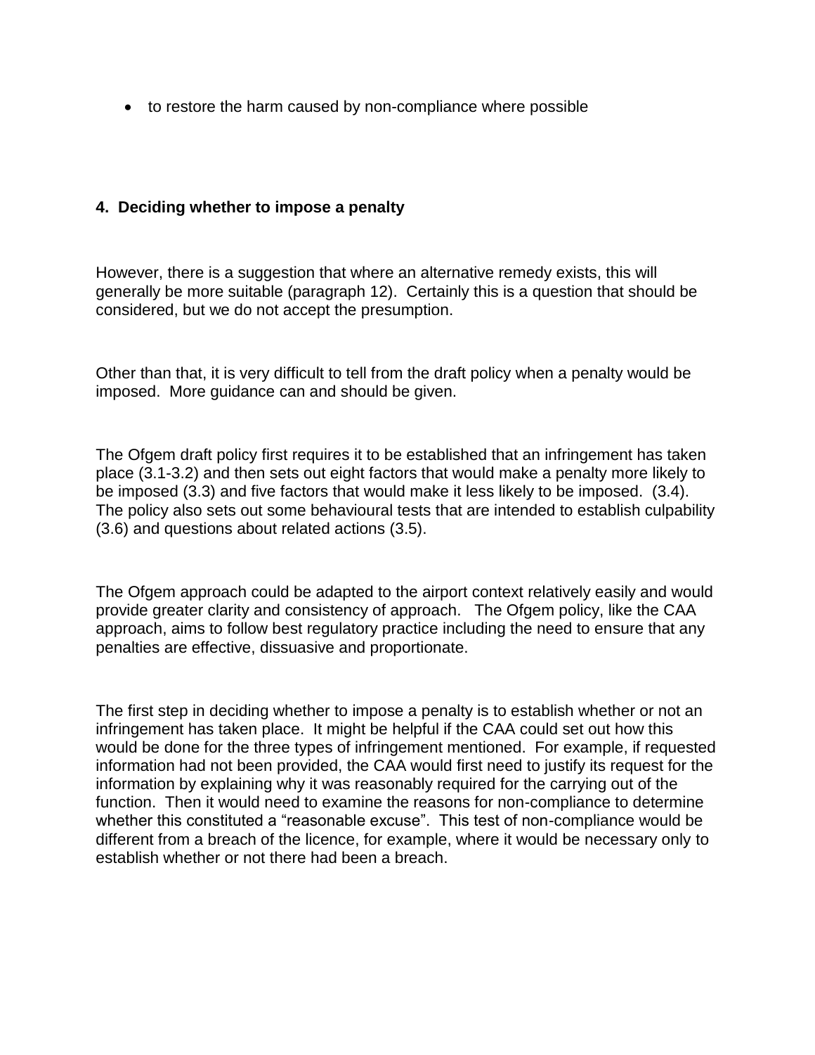- to restore the harm caused by non-compliance where possible

**4. Deciding whether to impose a penalty**

However, there is a suggestion that where an alternative remedy exists, this will generally be more suitable (paragraph 12). Certainly this is a question that should be considered, but we do not accept the presumption.

Other than that, it is very difficult to tell from the draft policy when a penalty would be imposed. More guidance can and should be given.

The Ofgem draft policy first requires it to be established that an infringement has taken place (3.1-3.2) and then sets out eight factors that would make a penalty more likely to be imposed (3.3) and five factors that would make it less likely to be imposed. (3.4). The policy also sets out some behavioural tests that are intended to establish culpability (3.6) and questions about related actions (3.5).

The Ofgem approach could be adapted to the airport context relatively easily and would provide greater clarity and consistency of approach. The Ofgem policy, like the CAA approach, aims to follow best regulatory practice including the need to ensure that any penalties are effective, dissuasive and proportionate.

The first step in deciding whether to impose a penalty is to establish whether or not an infringement has taken place. It might be helpful if the CAA could set out how this would be done for the three types of infringement mentioned. For example, if requested information had not been provided, the CAA would first need to justify its request for the information by explaining why it was reasonably required for the carrying out of the function. Then it would need to examine the reasons for non-compliance to determine whether this constituted a "reasonable excuse". This test of non-compliance would be different from a breach of the licence, for example, where it would be necessary only to establish whether or not there had been a breach.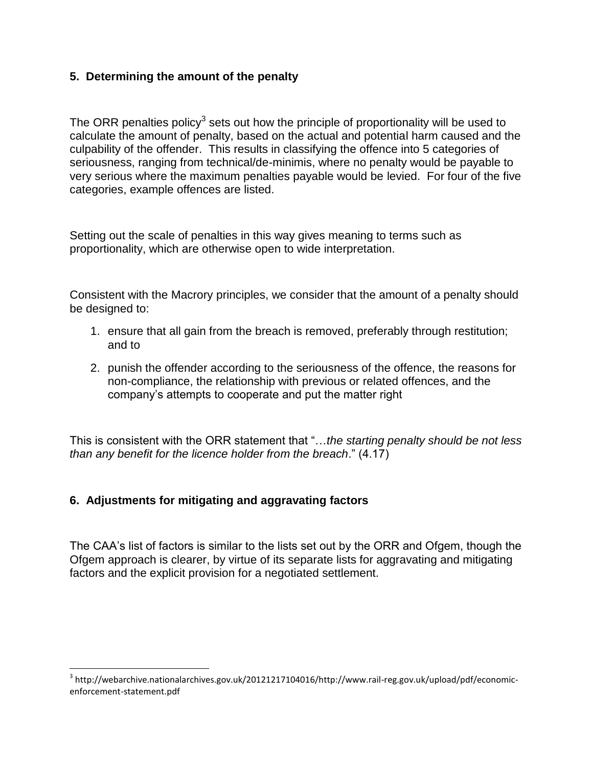## 5. Determining the amount of the penalty

The ORR penalties policy[3] sets out how the principle of proportionality will be used to calculate the amount of penalty, based on the actual and potential harm caused and the culpability of the offender. This results in classifying the offence into 5 categories of seriousness, ranging from technical/de-minimis, where no penalty would be payable to very serious where the maximum penalties payable would be levied. For four of the five categories, example offences are listed.

Setting out the scale of penalties in this way gives meaning to terms such as proportionality, which are otherwise open to wide interpretation.

Consistent with the Macrory principles, we consider that the amount of a penalty should be designed to:

1. ensure that all gain from the breach is removed, preferably through restitution; and to
2. punish the offender according to the seriousness of the offence, the reasons for non-compliance, the relationship with previous or related offences, and the company's attempts to cooperate and put the matter right

This is consistent with the ORR statement that "…*the starting penalty should be not less than any benefit for the licence holder from the breach*." (4.17)

## 6. Adjustments for mitigating and aggravating factors

The CAA's list of factors is similar to the lists set out by the ORR and Ofgem, though the Ofgem approach is clearer, by virtue of its separate lists for aggravating and mitigating factors and the explicit provision for a negotiated settlement.

[3] http://webarchive.nationalarchives.gov.uk/20121217104016/http://www.rail-reg.gov.uk/upload/pdf/economic-enforcement-statement.pdf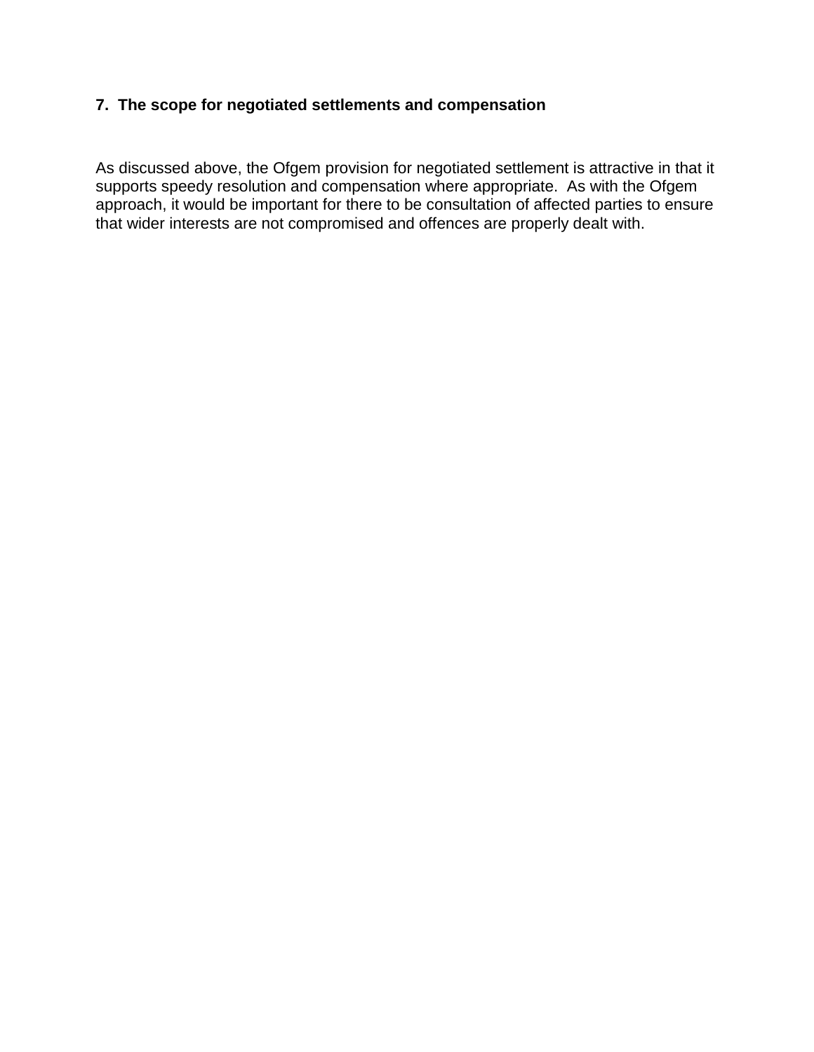## 7. The scope for negotiated settlements and compensation

As discussed above, the Ofgem provision for negotiated settlement is attractive in that it supports speedy resolution and compensation where appropriate. As with the Ofgem approach, it would be important for there to be consultation of affected parties to ensure that wider interests are not compromised and offences are properly dealt with.